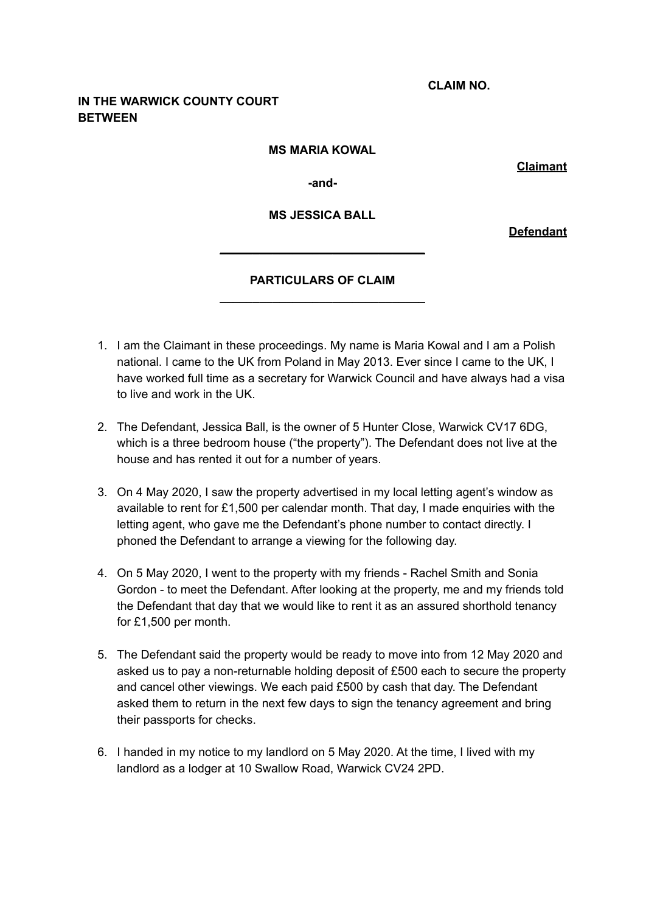**CLAIM NO.**

**IN THE WARWICK COUNTY COURT**
**BETWEEN**

**MS MARIA KOWAL**

**Claimant**

**-and-**

**MS JESSICA BALL**

**Defendant**

---

## PARTICULARS OF CLAIM

---

1. I am the Claimant in these proceedings. My name is Maria Kowal and I am a Polish national. I came to the UK from Poland in May 2013. Ever since I came to the UK, I have worked full time as a secretary for Warwick Council and have always had a visa to live and work in the UK.

2. The Defendant, Jessica Ball, is the owner of 5 Hunter Close, Warwick CV17 6DG, which is a three bedroom house ("the property"). The Defendant does not live at the house and has rented it out for a number of years.

3. On 4 May 2020, I saw the property advertised in my local letting agent's window as available to rent for £1,500 per calendar month. That day, I made enquiries with the letting agent, who gave me the Defendant's phone number to contact directly. I phoned the Defendant to arrange a viewing for the following day.

4. On 5 May 2020, I went to the property with my friends - Rachel Smith and Sonia Gordon - to meet the Defendant. After looking at the property, me and my friends told the Defendant that day that we would like to rent it as an assured shorthold tenancy for £1,500 per month.

5. The Defendant said the property would be ready to move into from 12 May 2020 and asked us to pay a non-returnable holding deposit of £500 each to secure the property and cancel other viewings. We each paid £500 by cash that day. The Defendant asked them to return in the next few days to sign the tenancy agreement and bring their passports for checks.

6. I handed in my notice to my landlord on 5 May 2020. At the time, I lived with my landlord as a lodger at 10 Swallow Road, Warwick CV24 2PD.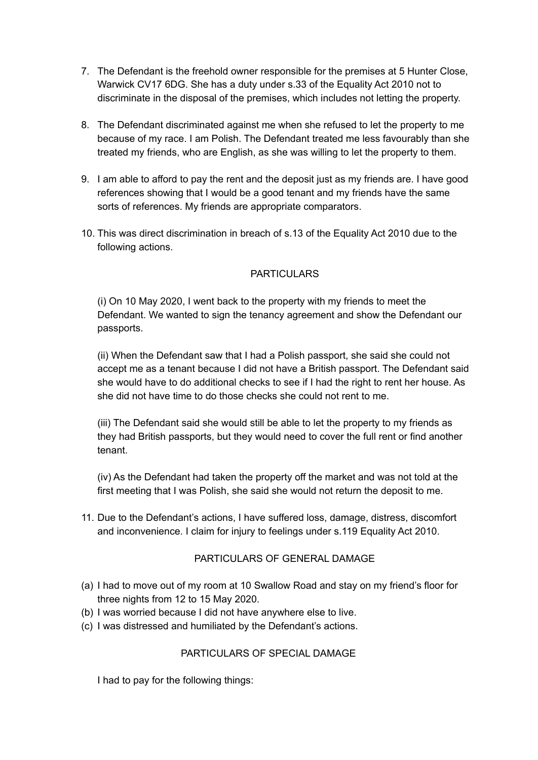7. The Defendant is the freehold owner responsible for the premises at 5 Hunter Close, Warwick CV17 6DG. She has a duty under s.33 of the Equality Act 2010 not to discriminate in the disposal of the premises, which includes not letting the property.

8. The Defendant discriminated against me when she refused to let the property to me because of my race. I am Polish. The Defendant treated me less favourably than she treated my friends, who are English, as she was willing to let the property to them.

9. I am able to afford to pay the rent and the deposit just as my friends are. I have good references showing that I would be a good tenant and my friends have the same sorts of references. My friends are appropriate comparators.

10. This was direct discrimination in breach of s.13 of the Equality Act 2010 due to the following actions.

PARTICULARS

(i) On 10 May 2020, I went back to the property with my friends to meet the Defendant. We wanted to sign the tenancy agreement and show the Defendant our passports.

(ii) When the Defendant saw that I had a Polish passport, she said she could not accept me as a tenant because I did not have a British passport. The Defendant said she would have to do additional checks to see if I had the right to rent her house. As she did not have time to do those checks she could not rent to me.

(iii) The Defendant said she would still be able to let the property to my friends as they had British passports, but they would need to cover the full rent or find another tenant.

(iv) As the Defendant had taken the property off the market and was not told at the first meeting that I was Polish, she said she would not return the deposit to me.

11. Due to the Defendant's actions, I have suffered loss, damage, distress, discomfort and inconvenience. I claim for injury to feelings under s.119 Equality Act 2010.

PARTICULARS OF GENERAL DAMAGE

(a) I had to move out of my room at 10 Swallow Road and stay on my friend's floor for three nights from 12 to 15 May 2020.
(b) I was worried because I did not have anywhere else to live.
(c) I was distressed and humiliated by the Defendant's actions.

PARTICULARS OF SPECIAL DAMAGE

I had to pay for the following things: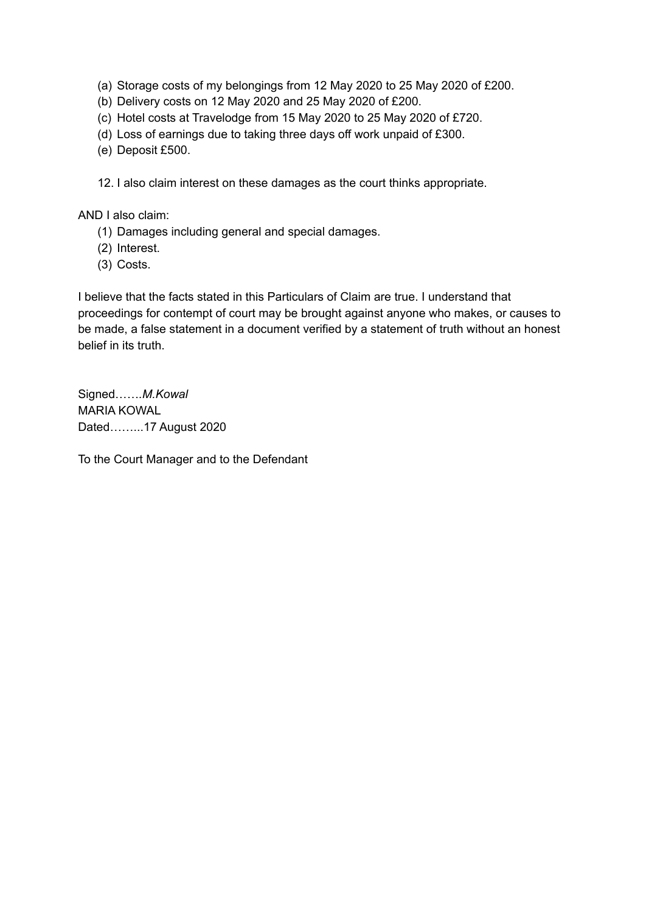(a) Storage costs of my belongings from 12 May 2020 to 25 May 2020 of £200.
(b) Delivery costs on 12 May 2020 and 25 May 2020 of £200.
(c) Hotel costs at Travelodge from 15 May 2020 to 25 May 2020 of £720.
(d) Loss of earnings due to taking three days off work unpaid of £300.
(e) Deposit £500.

12. I also claim interest on these damages as the court thinks appropriate.

AND I also claim:

(1) Damages including general and special damages.
(2) Interest.
(3) Costs.

I believe that the facts stated in this Particulars of Claim are true. I understand that proceedings for contempt of court may be brought against anyone who makes, or causes to be made, a false statement in a document verified by a statement of truth without an honest belief in its truth.

Signed…….*M.Kowal*
MARIA KOWAL
Dated……...17 August 2020

To the Court Manager and to the Defendant